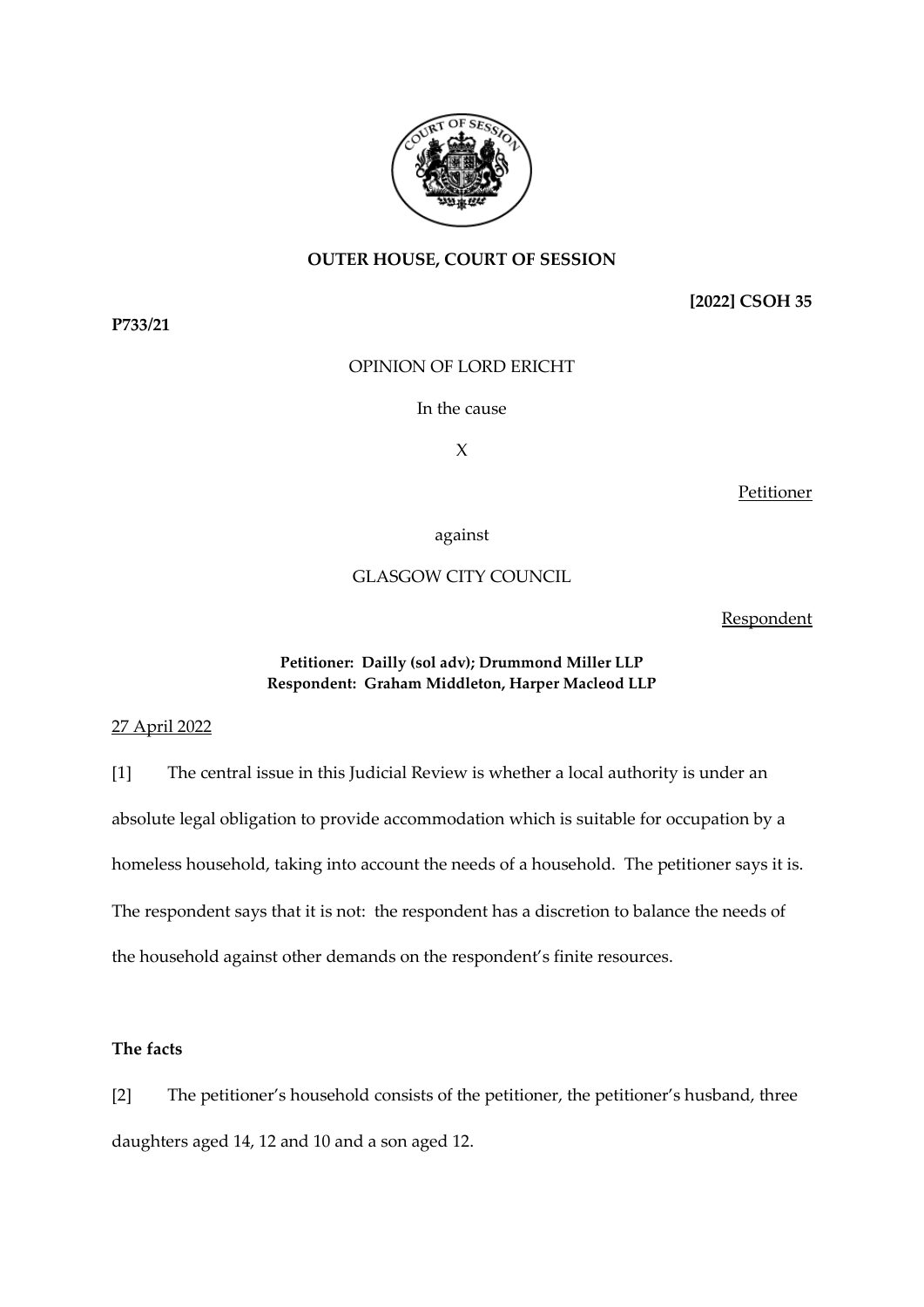**OUTER HOUSE, COURT OF SESSION**

**[2022] CSOH 35**

**P733/21**

OPINION OF LORD ERICHT

In the cause

X

Petitioner

against

GLASGOW CITY COUNCIL

Respondent

**Petitioner: Dailly (sol adv); Drummond Miller LLP**
**Respondent: Graham Middleton, Harper Macleod LLP**

27 April 2022

[1] The central issue in this Judicial Review is whether a local authority is under an absolute legal obligation to provide accommodation which is suitable for occupation by a homeless household, taking into account the needs of a household. The petitioner says it is. The respondent says that it is not: the respondent has a discretion to balance the needs of the household against other demands on the respondent's finite resources.

**The facts**

[2] The petitioner's household consists of the petitioner, the petitioner's husband, three daughters aged 14, 12 and 10 and a son aged 12.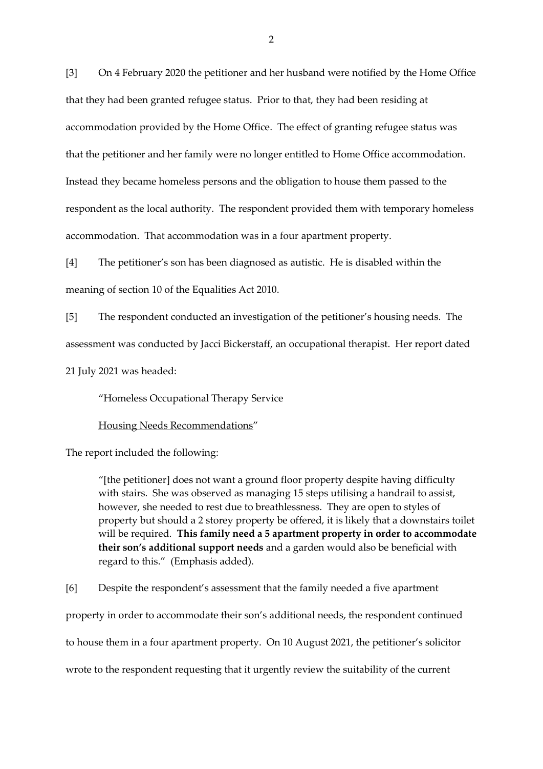[3] On 4 February 2020 the petitioner and her husband were notified by the Home Office that they had been granted refugee status. Prior to that, they had been residing at accommodation provided by the Home Office. The effect of granting refugee status was that the petitioner and her family were no longer entitled to Home Office accommodation. Instead they became homeless persons and the obligation to house them passed to the respondent as the local authority. The respondent provided them with temporary homeless accommodation. That accommodation was in a four apartment property.

[4] The petitioner's son has been diagnosed as autistic. He is disabled within the meaning of section 10 of the Equalities Act 2010.

[5] The respondent conducted an investigation of the petitioner's housing needs. The assessment was conducted by Jacci Bickerstaff, an occupational therapist. Her report dated 21 July 2021 was headed:

> "Homeless Occupational Therapy Service
>
> Housing Needs Recommendations"

The report included the following:

> "[the petitioner] does not want a ground floor property despite having difficulty with stairs. She was observed as managing 15 steps utilising a handrail to assist, however, she needed to rest due to breathlessness. They are open to styles of property but should a 2 storey property be offered, it is likely that a downstairs toilet will be required. **This family need a 5 apartment property in order to accommodate their son's additional support needs** and a garden would also be beneficial with regard to this." (Emphasis added).

[6] Despite the respondent's assessment that the family needed a five apartment property in order to accommodate their son's additional needs, the respondent continued to house them in a four apartment property. On 10 August 2021, the petitioner's solicitor wrote to the respondent requesting that it urgently review the suitability of the current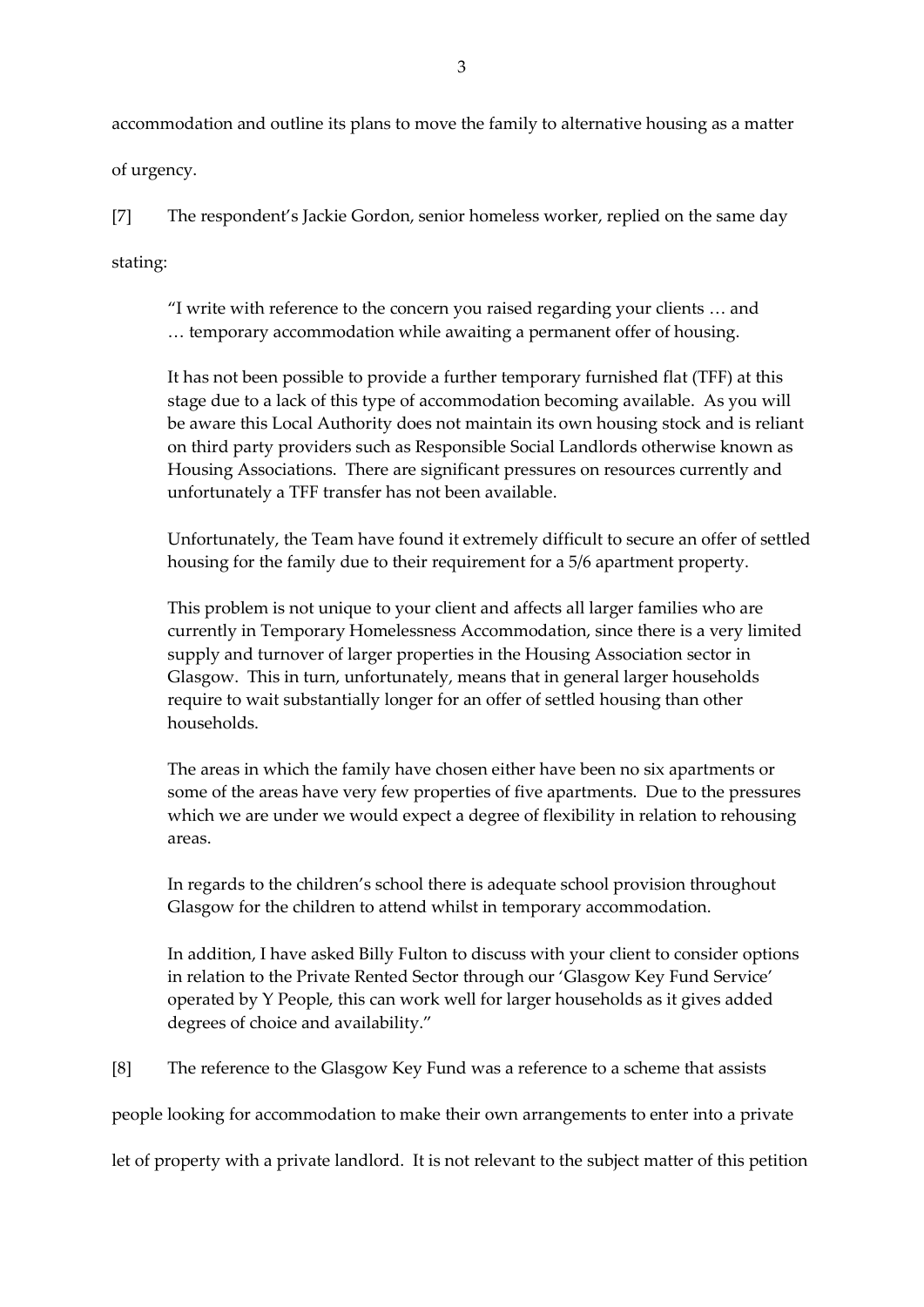accommodation and outline its plans to move the family to alternative housing as a matter of urgency.

[7] The respondent's Jackie Gordon, senior homeless worker, replied on the same day stating:

> "I write with reference to the concern you raised regarding your clients … and … temporary accommodation while awaiting a permanent offer of housing.
>
> It has not been possible to provide a further temporary furnished flat (TFF) at this stage due to a lack of this type of accommodation becoming available. As you will be aware this Local Authority does not maintain its own housing stock and is reliant on third party providers such as Responsible Social Landlords otherwise known as Housing Associations. There are significant pressures on resources currently and unfortunately a TFF transfer has not been available.
>
> Unfortunately, the Team have found it extremely difficult to secure an offer of settled housing for the family due to their requirement for a 5/6 apartment property.
>
> This problem is not unique to your client and affects all larger families who are currently in Temporary Homelessness Accommodation, since there is a very limited supply and turnover of larger properties in the Housing Association sector in Glasgow. This in turn, unfortunately, means that in general larger households require to wait substantially longer for an offer of settled housing than other households.
>
> The areas in which the family have chosen either have been no six apartments or some of the areas have very few properties of five apartments. Due to the pressures which we are under we would expect a degree of flexibility in relation to rehousing areas.
>
> In regards to the children's school there is adequate school provision throughout Glasgow for the children to attend whilst in temporary accommodation.
>
> In addition, I have asked Billy Fulton to discuss with your client to consider options in relation to the Private Rented Sector through our 'Glasgow Key Fund Service' operated by Y People, this can work well for larger households as it gives added degrees of choice and availability."

[8] The reference to the Glasgow Key Fund was a reference to a scheme that assists people looking for accommodation to make their own arrangements to enter into a private let of property with a private landlord. It is not relevant to the subject matter of this petition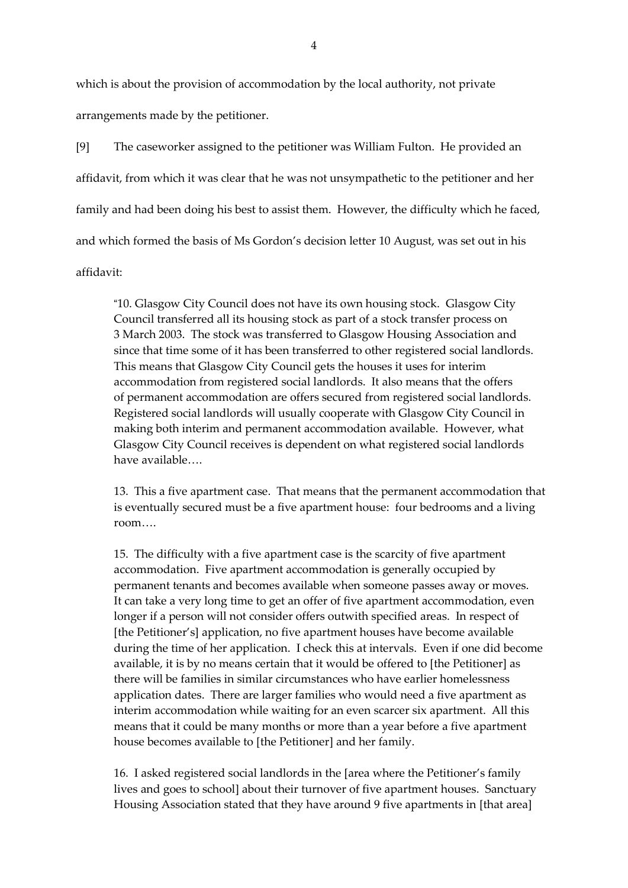which is about the provision of accommodation by the local authority, not private arrangements made by the petitioner.

[9] The caseworker assigned to the petitioner was William Fulton. He provided an affidavit, from which it was clear that he was not unsympathetic to the petitioner and her family and had been doing his best to assist them. However, the difficulty which he faced, and which formed the basis of Ms Gordon's decision letter 10 August, was set out in his affidavit:

> "10. Glasgow City Council does not have its own housing stock. Glasgow City Council transferred all its housing stock as part of a stock transfer process on 3 March 2003. The stock was transferred to Glasgow Housing Association and since that time some of it has been transferred to other registered social landlords. This means that Glasgow City Council gets the houses it uses for interim accommodation from registered social landlords. It also means that the offers of permanent accommodation are offers secured from registered social landlords. Registered social landlords will usually cooperate with Glasgow City Council in making both interim and permanent accommodation available. However, what Glasgow City Council receives is dependent on what registered social landlords have available….
>
> 13. This a five apartment case. That means that the permanent accommodation that is eventually secured must be a five apartment house: four bedrooms and a living room….
>
> 15. The difficulty with a five apartment case is the scarcity of five apartment accommodation. Five apartment accommodation is generally occupied by permanent tenants and becomes available when someone passes away or moves. It can take a very long time to get an offer of five apartment accommodation, even longer if a person will not consider offers outwith specified areas. In respect of [the Petitioner's] application, no five apartment houses have become available during the time of her application. I check this at intervals. Even if one did become available, it is by no means certain that it would be offered to [the Petitioner] as there will be families in similar circumstances who have earlier homelessness application dates. There are larger families who would need a five apartment as interim accommodation while waiting for an even scarcer six apartment. All this means that it could be many months or more than a year before a five apartment house becomes available to [the Petitioner] and her family.
>
> 16. I asked registered social landlords in the [area where the Petitioner's family lives and goes to school] about their turnover of five apartment houses. Sanctuary Housing Association stated that they have around 9 five apartments in [that area]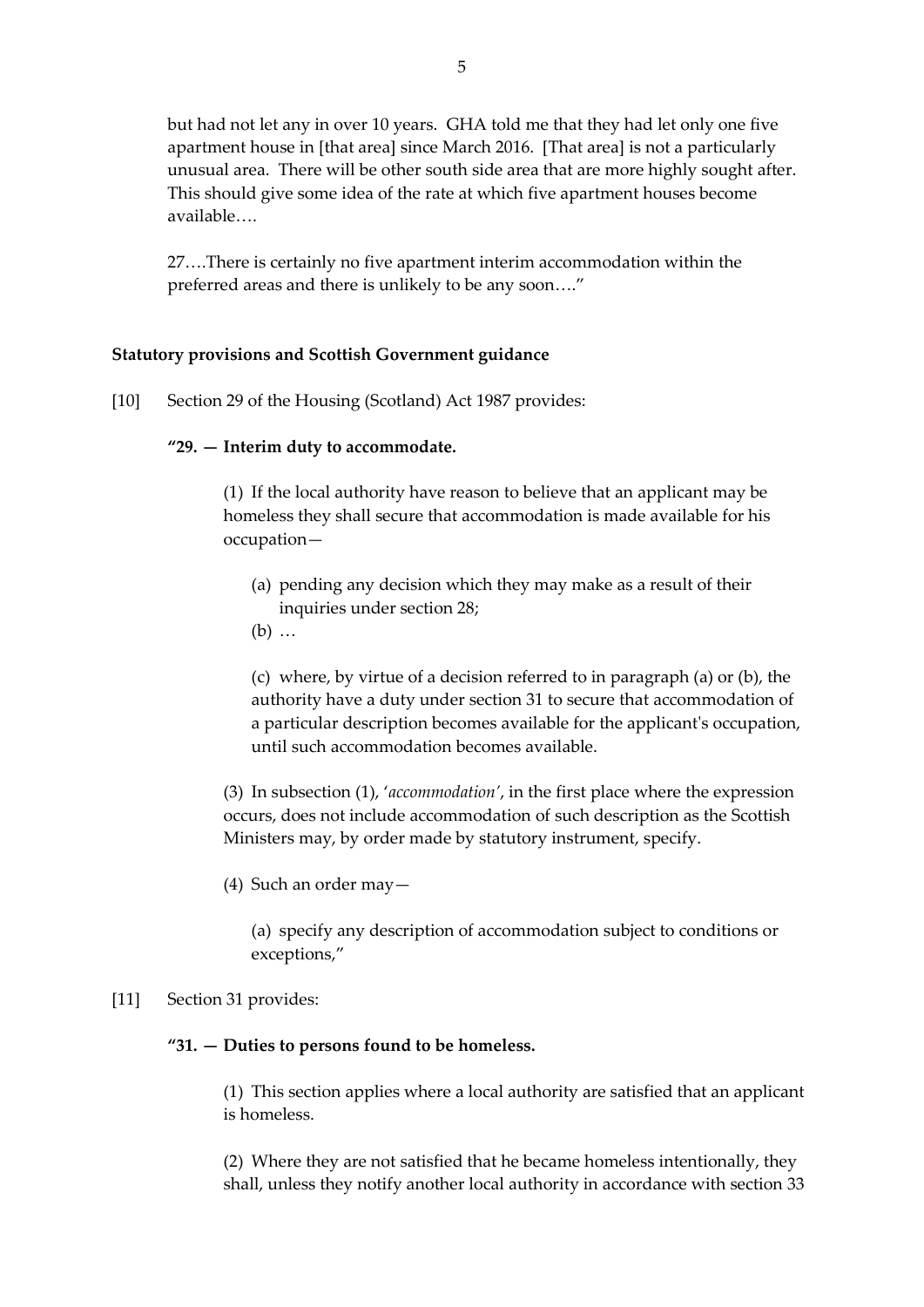but had not let any in over 10 years. GHA told me that they had let only one five apartment house in [that area] since March 2016. [That area] is not a particularly unusual area. There will be other south side area that are more highly sought after. This should give some idea of the rate at which five apartment houses become available….

27….There is certainly no five apartment interim accommodation within the preferred areas and there is unlikely to be any soon…."

### Statutory provisions and Scottish Government guidance

[10] Section 29 of the Housing (Scotland) Act 1987 provides:

> **"29. — Interim duty to accommodate.**
>
> (1) If the local authority have reason to believe that an applicant may be homeless they shall secure that accommodation is made available for his occupation—
>
> (a) pending any decision which they may make as a result of their inquiries under section 28;
>
> (b) …
>
> (c) where, by virtue of a decision referred to in paragraph (a) or (b), the authority have a duty under section 31 to secure that accommodation of a particular description becomes available for the applicant's occupation, until such accommodation becomes available.
>
> (3) In subsection (1), '*accommodation*', in the first place where the expression occurs, does not include accommodation of such description as the Scottish Ministers may, by order made by statutory instrument, specify.
>
> (4) Such an order may—
>
> (a) specify any description of accommodation subject to conditions or exceptions,"

[11] Section 31 provides:

> **"31. — Duties to persons found to be homeless.**
>
> (1) This section applies where a local authority are satisfied that an applicant is homeless.
>
> (2) Where they are not satisfied that he became homeless intentionally, they shall, unless they notify another local authority in accordance with section 33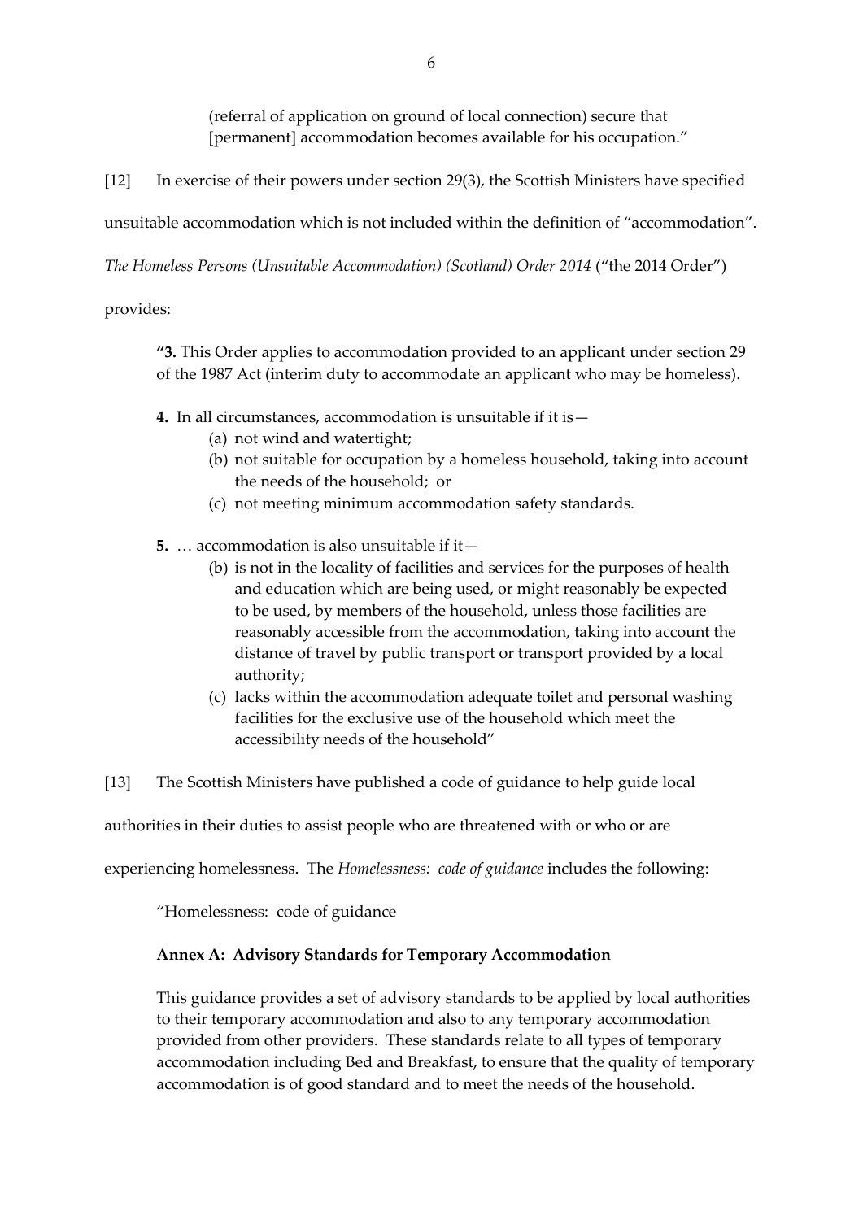(referral of application on ground of local connection) secure that [permanent] accommodation becomes available for his occupation."

[12] In exercise of their powers under section 29(3), the Scottish Ministers have specified unsuitable accommodation which is not included within the definition of "accommodation". *The Homeless Persons (Unsuitable Accommodation) (Scotland) Order 2014* ("the 2014 Order") provides:

> **"3.** This Order applies to accommodation provided to an applicant under section 29 of the 1987 Act (interim duty to accommodate an applicant who may be homeless).
>
> **4.** In all circumstances, accommodation is unsuitable if it is—
> (a) not wind and watertight;
> (b) not suitable for occupation by a homeless household, taking into account the needs of the household; or
> (c) not meeting minimum accommodation safety standards.
>
> **5.** … accommodation is also unsuitable if it—
> (b) is not in the locality of facilities and services for the purposes of health and education which are being used, or might reasonably be expected to be used, by members of the household, unless those facilities are reasonably accessible from the accommodation, taking into account the distance of travel by public transport or transport provided by a local authority;
> (c) lacks within the accommodation adequate toilet and personal washing facilities for the exclusive use of the household which meet the accessibility needs of the household"

[13] The Scottish Ministers have published a code of guidance to help guide local authorities in their duties to assist people who are threatened with or who or are experiencing homelessness. The *Homelessness: code of guidance* includes the following:

> "Homelessness: code of guidance
>
> **Annex A: Advisory Standards for Temporary Accommodation**
>
> This guidance provides a set of advisory standards to be applied by local authorities to their temporary accommodation and also to any temporary accommodation provided from other providers. These standards relate to all types of temporary accommodation including Bed and Breakfast, to ensure that the quality of temporary accommodation is of good standard and to meet the needs of the household.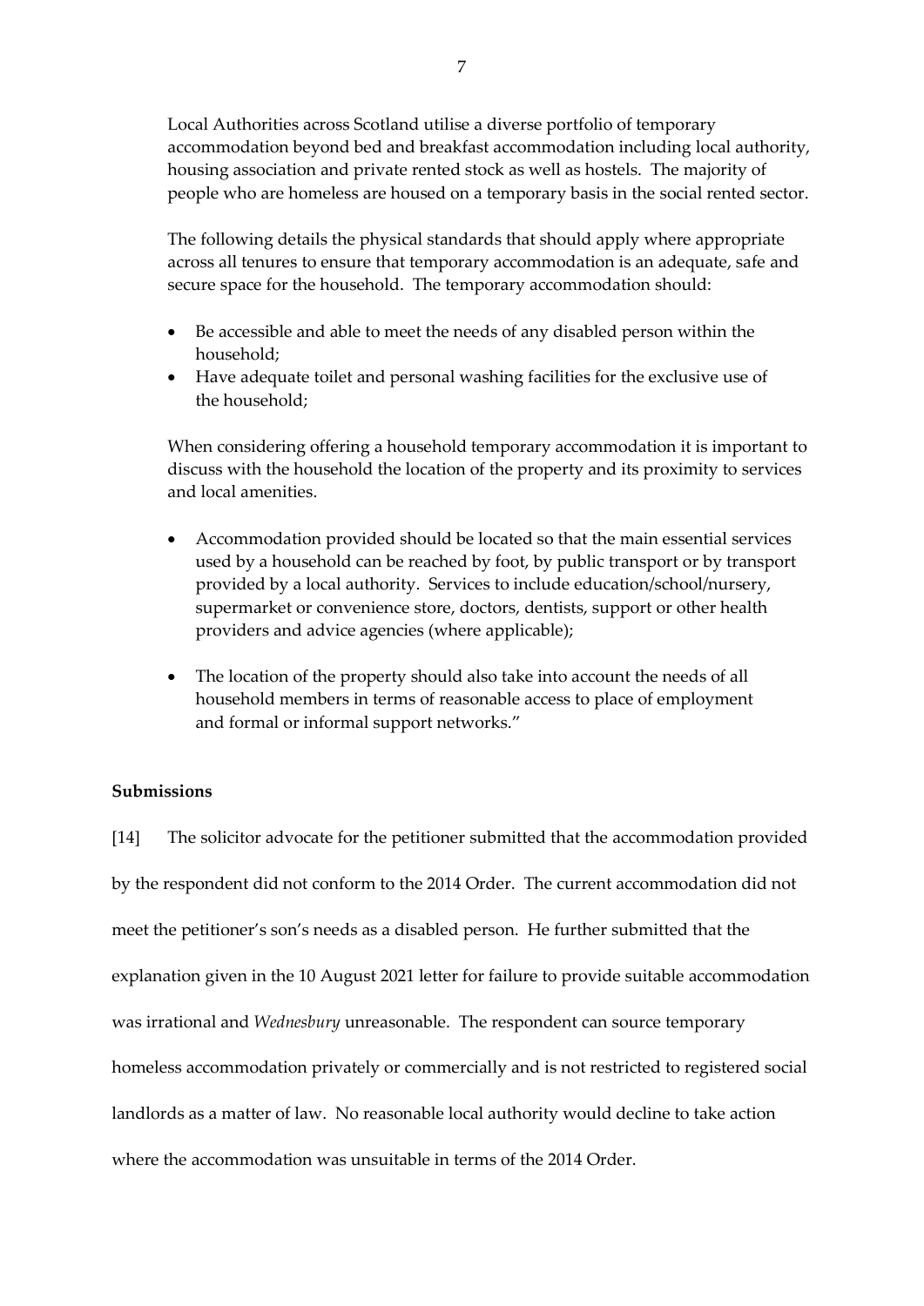Local Authorities across Scotland utilise a diverse portfolio of temporary accommodation beyond bed and breakfast accommodation including local authority, housing association and private rented stock as well as hostels. The majority of people who are homeless are housed on a temporary basis in the social rented sector.

The following details the physical standards that should apply where appropriate across all tenures to ensure that temporary accommodation is an adequate, safe and secure space for the household. The temporary accommodation should:

- Be accessible and able to meet the needs of any disabled person within the household;
- Have adequate toilet and personal washing facilities for the exclusive use of the household;

When considering offering a household temporary accommodation it is important to discuss with the household the location of the property and its proximity to services and local amenities.

- Accommodation provided should be located so that the main essential services used by a household can be reached by foot, by public transport or by transport provided by a local authority. Services to include education/school/nursery, supermarket or convenience store, doctors, dentists, support or other health providers and advice agencies (where applicable);

- The location of the property should also take into account the needs of all household members in terms of reasonable access to place of employment and formal or informal support networks."

**Submissions**

[14] The solicitor advocate for the petitioner submitted that the accommodation provided by the respondent did not conform to the 2014 Order. The current accommodation did not meet the petitioner's son's needs as a disabled person. He further submitted that the explanation given in the 10 August 2021 letter for failure to provide suitable accommodation was irrational and *Wednesbury* unreasonable. The respondent can source temporary homeless accommodation privately or commercially and is not restricted to registered social landlords as a matter of law. No reasonable local authority would decline to take action where the accommodation was unsuitable in terms of the 2014 Order.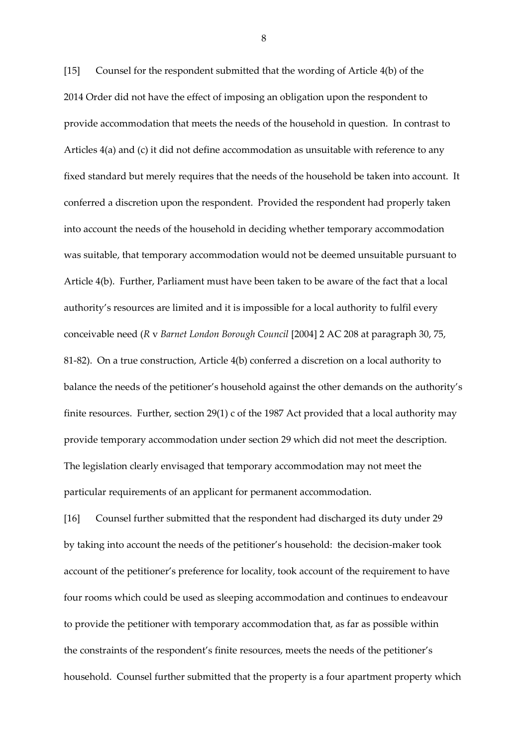[15] Counsel for the respondent submitted that the wording of Article 4(b) of the 2014 Order did not have the effect of imposing an obligation upon the respondent to provide accommodation that meets the needs of the household in question. In contrast to Articles 4(a) and (c) it did not define accommodation as unsuitable with reference to any fixed standard but merely requires that the needs of the household be taken into account. It conferred a discretion upon the respondent. Provided the respondent had properly taken into account the needs of the household in deciding whether temporary accommodation was suitable, that temporary accommodation would not be deemed unsuitable pursuant to Article 4(b). Further, Parliament must have been taken to be aware of the fact that a local authority's resources are limited and it is impossible for a local authority to fulfil every conceivable need (*R* v *Barnet London Borough Council* [2004] 2 AC 208 at paragraph 30, 75, 81-82). On a true construction, Article 4(b) conferred a discretion on a local authority to balance the needs of the petitioner's household against the other demands on the authority's finite resources. Further, section 29(1) c of the 1987 Act provided that a local authority may provide temporary accommodation under section 29 which did not meet the description. The legislation clearly envisaged that temporary accommodation may not meet the particular requirements of an applicant for permanent accommodation.

[16] Counsel further submitted that the respondent had discharged its duty under 29 by taking into account the needs of the petitioner's household: the decision-maker took account of the petitioner's preference for locality, took account of the requirement to have four rooms which could be used as sleeping accommodation and continues to endeavour to provide the petitioner with temporary accommodation that, as far as possible within the constraints of the respondent's finite resources, meets the needs of the petitioner's household. Counsel further submitted that the property is a four apartment property which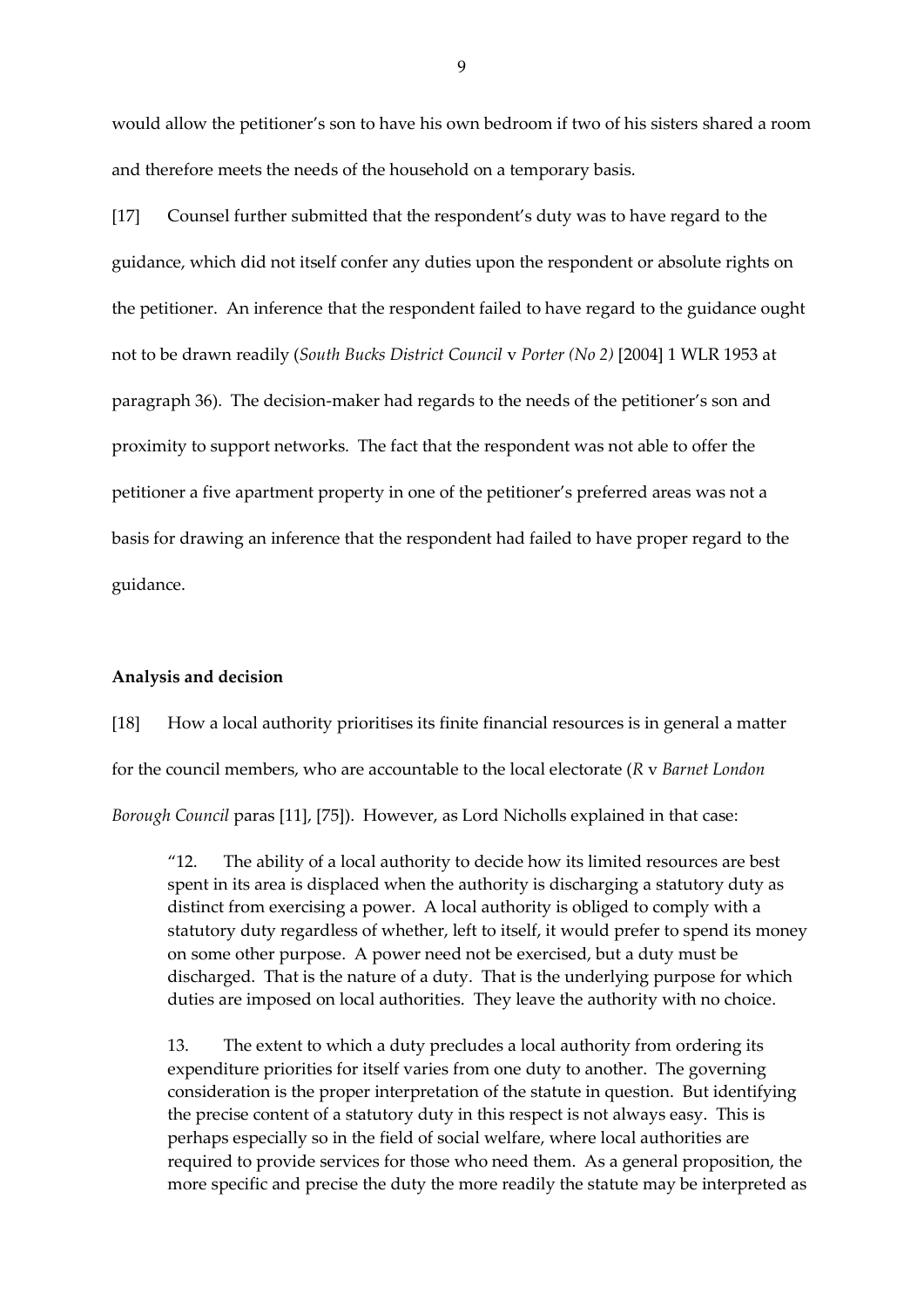would allow the petitioner's son to have his own bedroom if two of his sisters shared a room and therefore meets the needs of the household on a temporary basis.

[17] Counsel further submitted that the respondent's duty was to have regard to the guidance, which did not itself confer any duties upon the respondent or absolute rights on the petitioner. An inference that the respondent failed to have regard to the guidance ought not to be drawn readily (*South Bucks District Council* v *Porter (No 2)* [2004] 1 WLR 1953 at paragraph 36). The decision-maker had regards to the needs of the petitioner's son and proximity to support networks. The fact that the respondent was not able to offer the petitioner a five apartment property in one of the petitioner's preferred areas was not a basis for drawing an inference that the respondent had failed to have proper regard to the guidance.

**Analysis and decision**

[18] How a local authority prioritises its finite financial resources is in general a matter for the council members, who are accountable to the local electorate (*R* v *Barnet London Borough Council* paras [11], [75]). However, as Lord Nicholls explained in that case:

> "12. The ability of a local authority to decide how its limited resources are best spent in its area is displaced when the authority is discharging a statutory duty as distinct from exercising a power. A local authority is obliged to comply with a statutory duty regardless of whether, left to itself, it would prefer to spend its money on some other purpose. A power need not be exercised, but a duty must be discharged. That is the nature of a duty. That is the underlying purpose for which duties are imposed on local authorities. They leave the authority with no choice.
>
> 13. The extent to which a duty precludes a local authority from ordering its expenditure priorities for itself varies from one duty to another. The governing consideration is the proper interpretation of the statute in question. But identifying the precise content of a statutory duty in this respect is not always easy. This is perhaps especially so in the field of social welfare, where local authorities are required to provide services for those who need them. As a general proposition, the more specific and precise the duty the more readily the statute may be interpreted as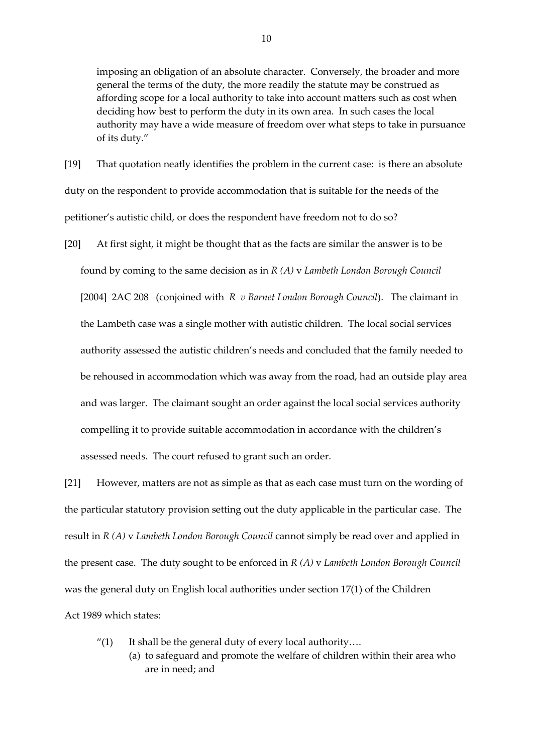imposing an obligation of an absolute character. Conversely, the broader and more general the terms of the duty, the more readily the statute may be construed as affording scope for a local authority to take into account matters such as cost when deciding how best to perform the duty in its own area. In such cases the local authority may have a wide measure of freedom over what steps to take in pursuance of its duty."

[19] That quotation neatly identifies the problem in the current case: is there an absolute duty on the respondent to provide accommodation that is suitable for the needs of the petitioner's autistic child, or does the respondent have freedom not to do so?

[20] At first sight, it might be thought that as the facts are similar the answer is to be found by coming to the same decision as in *R (A)* v *Lambeth London Borough Council* [2004] 2AC 208 (conjoined with *R v Barnet London Borough Council*). The claimant in the Lambeth case was a single mother with autistic children. The local social services authority assessed the autistic children's needs and concluded that the family needed to be rehoused in accommodation which was away from the road, had an outside play area and was larger. The claimant sought an order against the local social services authority compelling it to provide suitable accommodation in accordance with the children's assessed needs. The court refused to grant such an order.

[21] However, matters are not as simple as that as each case must turn on the wording of the particular statutory provision setting out the duty applicable in the particular case. The result in *R (A)* v *Lambeth London Borough Council* cannot simply be read over and applied in the present case. The duty sought to be enforced in *R (A)* v *Lambeth London Borough Council* was the general duty on English local authorities under section 17(1) of the Children Act 1989 which states:

> "(1) It shall be the general duty of every local authority….
> (a) to safeguard and promote the welfare of children within their area who are in need; and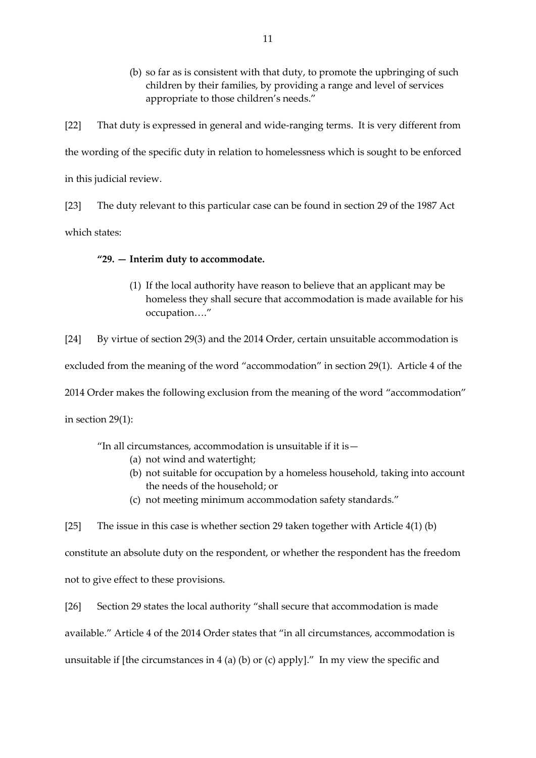(b) so far as is consistent with that duty, to promote the upbringing of such children by their families, by providing a range and level of services appropriate to those children's needs."

[22] That duty is expressed in general and wide-ranging terms. It is very different from the wording of the specific duty in relation to homelessness which is sought to be enforced in this judicial review.

[23] The duty relevant to this particular case can be found in section 29 of the 1987 Act which states:

> **"29. — Interim duty to accommodate.**
>
> (1) If the local authority have reason to believe that an applicant may be homeless they shall secure that accommodation is made available for his occupation…."

[24] By virtue of section 29(3) and the 2014 Order, certain unsuitable accommodation is excluded from the meaning of the word "accommodation" in section 29(1). Article 4 of the 2014 Order makes the following exclusion from the meaning of the word "accommodation" in section 29(1):

> "In all circumstances, accommodation is unsuitable if it is—
>
> (a) not wind and watertight;
> (b) not suitable for occupation by a homeless household, taking into account the needs of the household; or
> (c) not meeting minimum accommodation safety standards."

[25] The issue in this case is whether section 29 taken together with Article 4(1) (b) constitute an absolute duty on the respondent, or whether the respondent has the freedom not to give effect to these provisions.

[26] Section 29 states the local authority "shall secure that accommodation is made available." Article 4 of the 2014 Order states that "in all circumstances, accommodation is unsuitable if [the circumstances in 4 (a) (b) or (c) apply]." In my view the specific and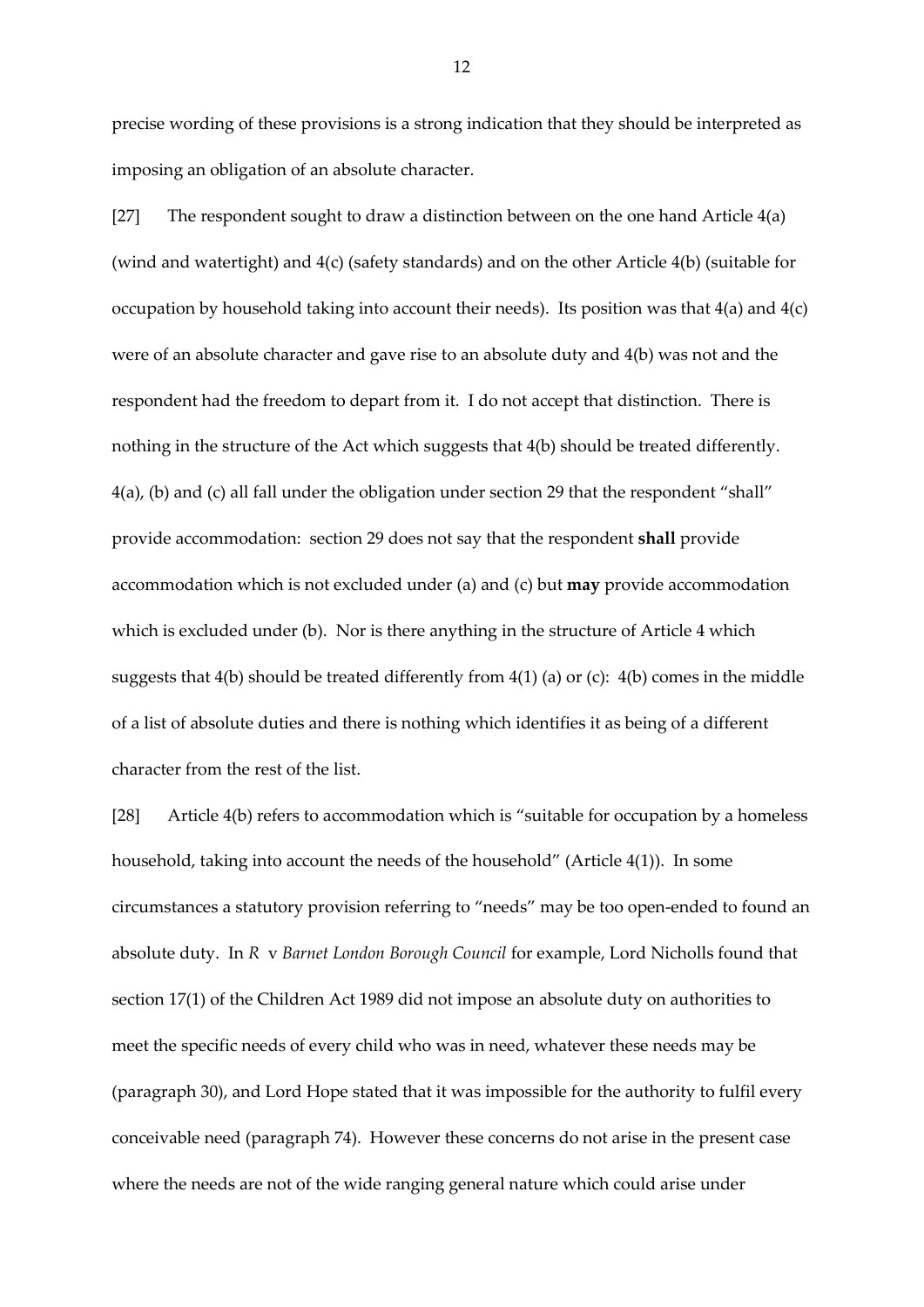precise wording of these provisions is a strong indication that they should be interpreted as imposing an obligation of an absolute character.

[27] The respondent sought to draw a distinction between on the one hand Article 4(a) (wind and watertight) and 4(c) (safety standards) and on the other Article 4(b) (suitable for occupation by household taking into account their needs). Its position was that 4(a) and 4(c) were of an absolute character and gave rise to an absolute duty and 4(b) was not and the respondent had the freedom to depart from it. I do not accept that distinction. There is nothing in the structure of the Act which suggests that 4(b) should be treated differently. 4(a), (b) and (c) all fall under the obligation under section 29 that the respondent "shall" provide accommodation: section 29 does not say that the respondent **shall** provide accommodation which is not excluded under (a) and (c) but **may** provide accommodation which is excluded under (b). Nor is there anything in the structure of Article 4 which suggests that 4(b) should be treated differently from 4(1) (a) or (c): 4(b) comes in the middle of a list of absolute duties and there is nothing which identifies it as being of a different character from the rest of the list.

[28] Article 4(b) refers to accommodation which is "suitable for occupation by a homeless household, taking into account the needs of the household" (Article 4(1)). In some circumstances a statutory provision referring to "needs" may be too open-ended to found an absolute duty. In *R* v *Barnet London Borough Council* for example, Lord Nicholls found that section 17(1) of the Children Act 1989 did not impose an absolute duty on authorities to meet the specific needs of every child who was in need, whatever these needs may be (paragraph 30), and Lord Hope stated that it was impossible for the authority to fulfil every conceivable need (paragraph 74). However these concerns do not arise in the present case where the needs are not of the wide ranging general nature which could arise under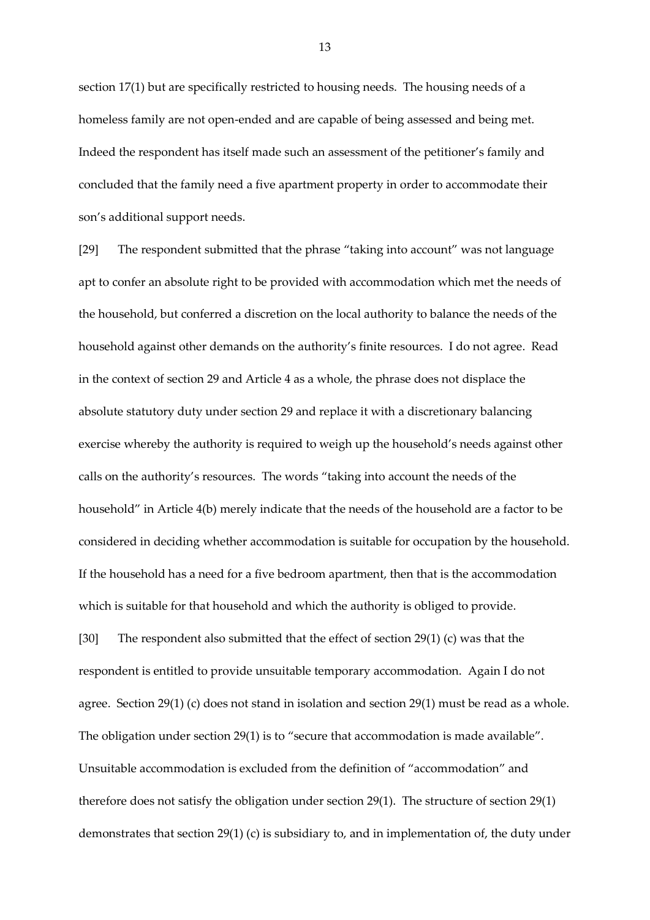section 17(1) but are specifically restricted to housing needs. The housing needs of a homeless family are not open-ended and are capable of being assessed and being met. Indeed the respondent has itself made such an assessment of the petitioner's family and concluded that the family need a five apartment property in order to accommodate their son's additional support needs.

[29] The respondent submitted that the phrase "taking into account" was not language apt to confer an absolute right to be provided with accommodation which met the needs of the household, but conferred a discretion on the local authority to balance the needs of the household against other demands on the authority's finite resources. I do not agree. Read in the context of section 29 and Article 4 as a whole, the phrase does not displace the absolute statutory duty under section 29 and replace it with a discretionary balancing exercise whereby the authority is required to weigh up the household's needs against other calls on the authority's resources. The words "taking into account the needs of the household" in Article 4(b) merely indicate that the needs of the household are a factor to be considered in deciding whether accommodation is suitable for occupation by the household. If the household has a need for a five bedroom apartment, then that is the accommodation which is suitable for that household and which the authority is obliged to provide.

[30] The respondent also submitted that the effect of section 29(1) (c) was that the respondent is entitled to provide unsuitable temporary accommodation. Again I do not agree. Section 29(1) (c) does not stand in isolation and section 29(1) must be read as a whole. The obligation under section 29(1) is to "secure that accommodation is made available". Unsuitable accommodation is excluded from the definition of "accommodation" and therefore does not satisfy the obligation under section 29(1). The structure of section 29(1) demonstrates that section 29(1) (c) is subsidiary to, and in implementation of, the duty under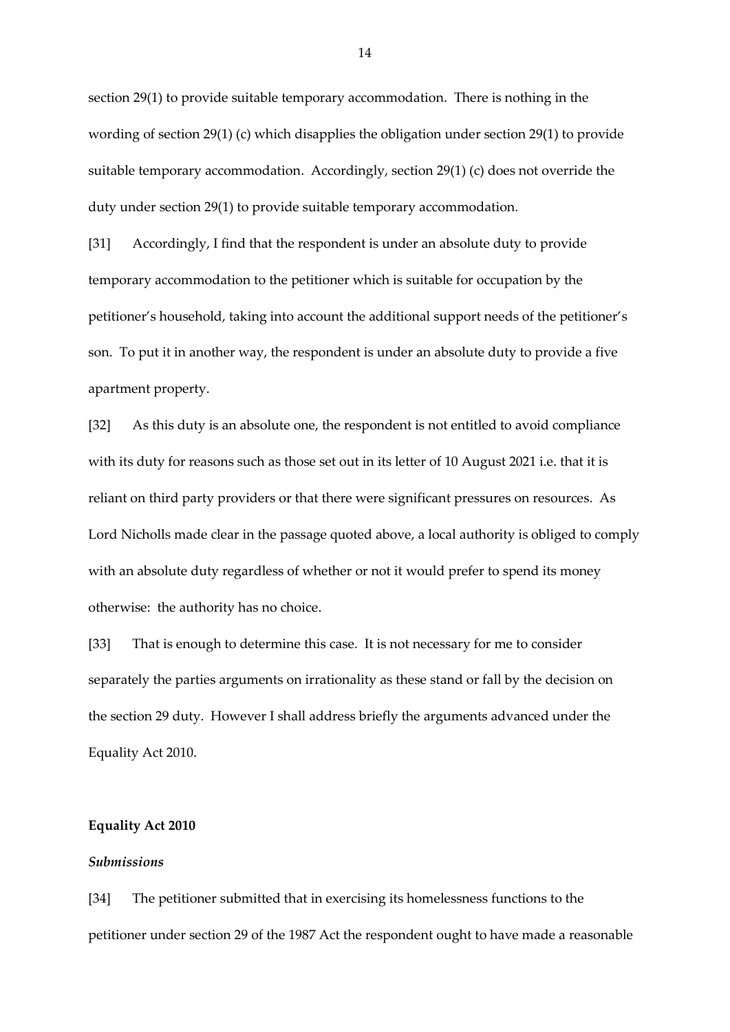section 29(1) to provide suitable temporary accommodation. There is nothing in the wording of section 29(1) (c) which disapplies the obligation under section 29(1) to provide suitable temporary accommodation. Accordingly, section 29(1) (c) does not override the duty under section 29(1) to provide suitable temporary accommodation.

[31] Accordingly, I find that the respondent is under an absolute duty to provide temporary accommodation to the petitioner which is suitable for occupation by the petitioner's household, taking into account the additional support needs of the petitioner's son. To put it in another way, the respondent is under an absolute duty to provide a five apartment property.

[32] As this duty is an absolute one, the respondent is not entitled to avoid compliance with its duty for reasons such as those set out in its letter of 10 August 2021 i.e. that it is reliant on third party providers or that there were significant pressures on resources. As Lord Nicholls made clear in the passage quoted above, a local authority is obliged to comply with an absolute duty regardless of whether or not it would prefer to spend its money otherwise: the authority has no choice.

[33] That is enough to determine this case. It is not necessary for me to consider separately the parties arguments on irrationality as these stand or fall by the decision on the section 29 duty. However I shall address briefly the arguments advanced under the Equality Act 2010.

## Equality Act 2010

### *Submissions*

[34] The petitioner submitted that in exercising its homelessness functions to the petitioner under section 29 of the 1987 Act the respondent ought to have made a reasonable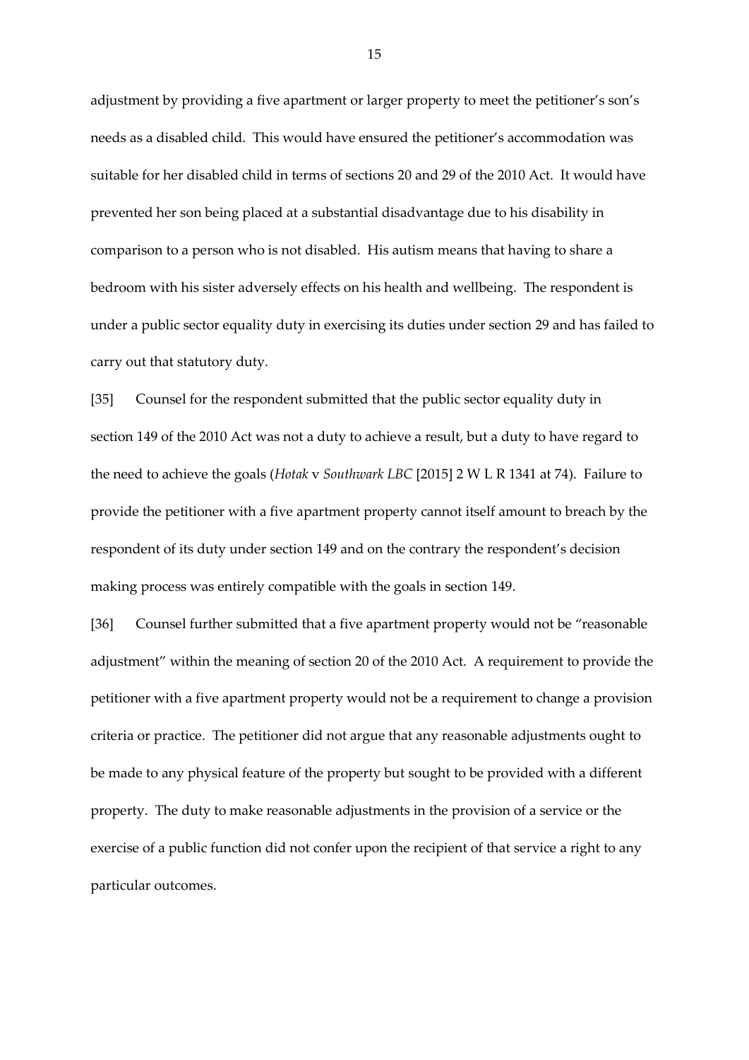adjustment by providing a five apartment or larger property to meet the petitioner's son's needs as a disabled child. This would have ensured the petitioner's accommodation was suitable for her disabled child in terms of sections 20 and 29 of the 2010 Act. It would have prevented her son being placed at a substantial disadvantage due to his disability in comparison to a person who is not disabled. His autism means that having to share a bedroom with his sister adversely effects on his health and wellbeing. The respondent is under a public sector equality duty in exercising its duties under section 29 and has failed to carry out that statutory duty.

[35] Counsel for the respondent submitted that the public sector equality duty in section 149 of the 2010 Act was not a duty to achieve a result, but a duty to have regard to the need to achieve the goals (*Hotak* v *Southwark LBC* [2015] 2 W L R 1341 at 74). Failure to provide the petitioner with a five apartment property cannot itself amount to breach by the respondent of its duty under section 149 and on the contrary the respondent's decision making process was entirely compatible with the goals in section 149.

[36] Counsel further submitted that a five apartment property would not be "reasonable adjustment" within the meaning of section 20 of the 2010 Act. A requirement to provide the petitioner with a five apartment property would not be a requirement to change a provision criteria or practice. The petitioner did not argue that any reasonable adjustments ought to be made to any physical feature of the property but sought to be provided with a different property. The duty to make reasonable adjustments in the provision of a service or the exercise of a public function did not confer upon the recipient of that service a right to any particular outcomes.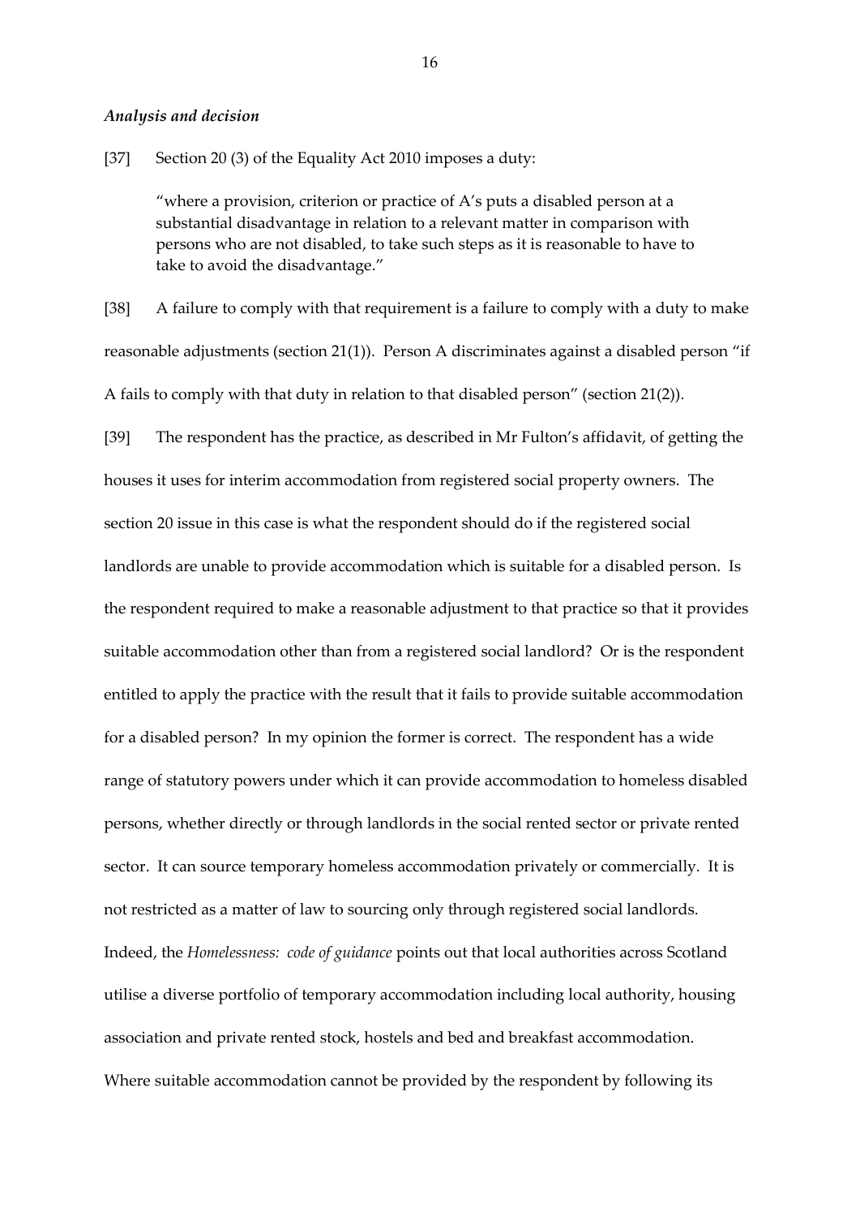### *Analysis and decision*

[37] Section 20 (3) of the Equality Act 2010 imposes a duty:

> "where a provision, criterion or practice of A's puts a disabled person at a substantial disadvantage in relation to a relevant matter in comparison with persons who are not disabled, to take such steps as it is reasonable to have to take to avoid the disadvantage."

[38] A failure to comply with that requirement is a failure to comply with a duty to make reasonable adjustments (section 21(1)). Person A discriminates against a disabled person "if A fails to comply with that duty in relation to that disabled person" (section 21(2)).

[39] The respondent has the practice, as described in Mr Fulton's affidavit, of getting the houses it uses for interim accommodation from registered social property owners. The section 20 issue in this case is what the respondent should do if the registered social landlords are unable to provide accommodation which is suitable for a disabled person. Is the respondent required to make a reasonable adjustment to that practice so that it provides suitable accommodation other than from a registered social landlord? Or is the respondent entitled to apply the practice with the result that it fails to provide suitable accommodation for a disabled person? In my opinion the former is correct. The respondent has a wide range of statutory powers under which it can provide accommodation to homeless disabled persons, whether directly or through landlords in the social rented sector or private rented sector. It can source temporary homeless accommodation privately or commercially. It is not restricted as a matter of law to sourcing only through registered social landlords. Indeed, the *Homelessness: code of guidance* points out that local authorities across Scotland utilise a diverse portfolio of temporary accommodation including local authority, housing association and private rented stock, hostels and bed and breakfast accommodation. Where suitable accommodation cannot be provided by the respondent by following its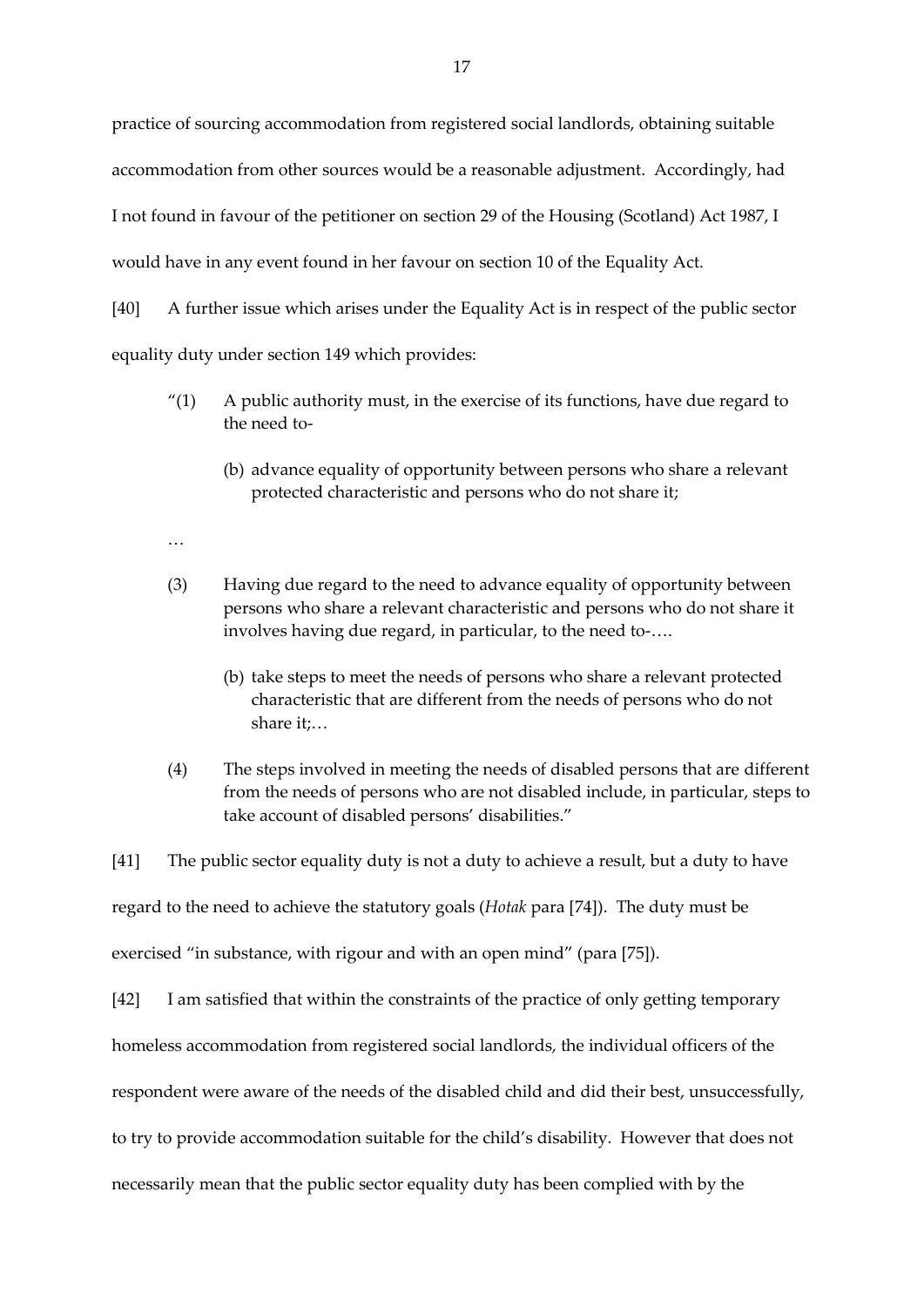practice of sourcing accommodation from registered social landlords, obtaining suitable accommodation from other sources would be a reasonable adjustment. Accordingly, had I not found in favour of the petitioner on section 29 of the Housing (Scotland) Act 1987, I would have in any event found in her favour on section 10 of the Equality Act.

[40] A further issue which arises under the Equality Act is in respect of the public sector equality duty under section 149 which provides:

> "(1) A public authority must, in the exercise of its functions, have due regard to the need to-
>
> (b) advance equality of opportunity between persons who share a relevant protected characteristic and persons who do not share it;
>
> …
>
> (3) Having due regard to the need to advance equality of opportunity between persons who share a relevant characteristic and persons who do not share it involves having due regard, in particular, to the need to-….
>
> (b) take steps to meet the needs of persons who share a relevant protected characteristic that are different from the needs of persons who do not share it;…
>
> (4) The steps involved in meeting the needs of disabled persons that are different from the needs of persons who are not disabled include, in particular, steps to take account of disabled persons' disabilities."

[41] The public sector equality duty is not a duty to achieve a result, but a duty to have regard to the need to achieve the statutory goals (*Hotak* para [74]). The duty must be exercised "in substance, with rigour and with an open mind" (para [75]).

[42] I am satisfied that within the constraints of the practice of only getting temporary homeless accommodation from registered social landlords, the individual officers of the respondent were aware of the needs of the disabled child and did their best, unsuccessfully, to try to provide accommodation suitable for the child's disability. However that does not necessarily mean that the public sector equality duty has been complied with by the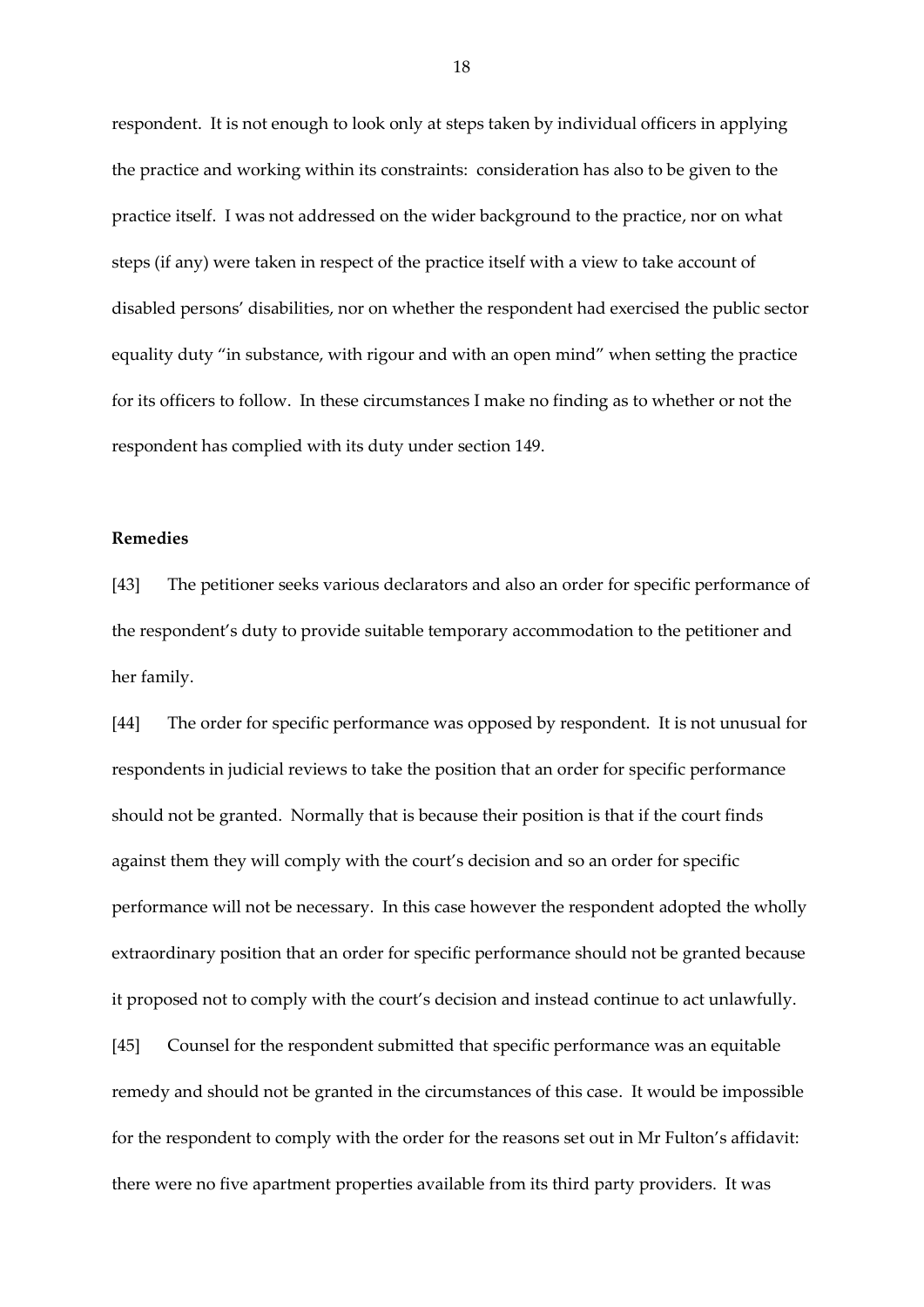respondent. It is not enough to look only at steps taken by individual officers in applying the practice and working within its constraints: consideration has also to be given to the practice itself. I was not addressed on the wider background to the practice, nor on what steps (if any) were taken in respect of the practice itself with a view to take account of disabled persons' disabilities, nor on whether the respondent had exercised the public sector equality duty "in substance, with rigour and with an open mind" when setting the practice for its officers to follow. In these circumstances I make no finding as to whether or not the respondent has complied with its duty under section 149.

**Remedies**

[43] The petitioner seeks various declarators and also an order for specific performance of the respondent's duty to provide suitable temporary accommodation to the petitioner and her family.

[44] The order for specific performance was opposed by respondent. It is not unusual for respondents in judicial reviews to take the position that an order for specific performance should not be granted. Normally that is because their position is that if the court finds against them they will comply with the court's decision and so an order for specific performance will not be necessary. In this case however the respondent adopted the wholly extraordinary position that an order for specific performance should not be granted because it proposed not to comply with the court's decision and instead continue to act unlawfully.

[45] Counsel for the respondent submitted that specific performance was an equitable remedy and should not be granted in the circumstances of this case. It would be impossible for the respondent to comply with the order for the reasons set out in Mr Fulton's affidavit: there were no five apartment properties available from its third party providers. It was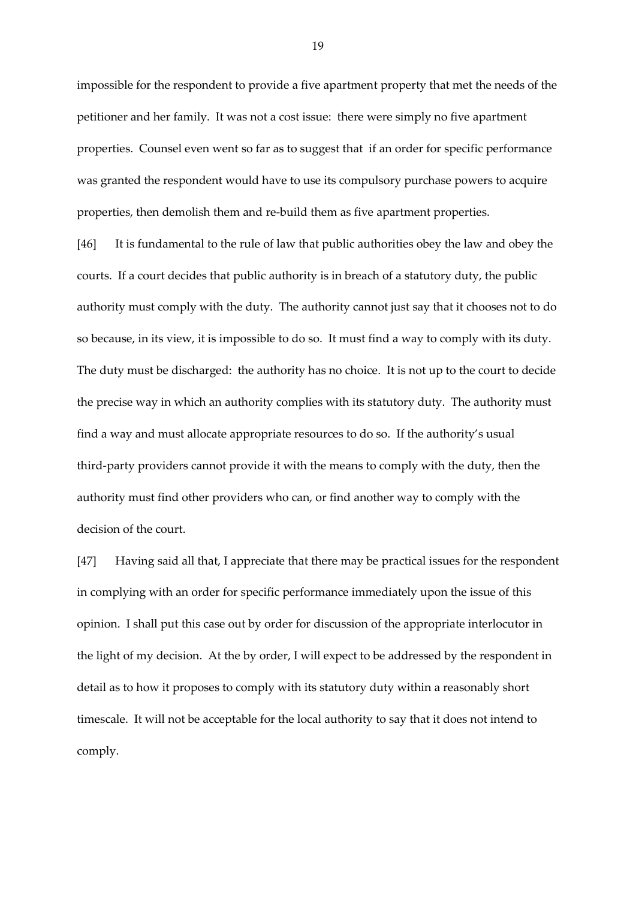impossible for the respondent to provide a five apartment property that met the needs of the petitioner and her family. It was not a cost issue: there were simply no five apartment properties. Counsel even went so far as to suggest that if an order for specific performance was granted the respondent would have to use its compulsory purchase powers to acquire properties, then demolish them and re-build them as five apartment properties.

[46] It is fundamental to the rule of law that public authorities obey the law and obey the courts. If a court decides that public authority is in breach of a statutory duty, the public authority must comply with the duty. The authority cannot just say that it chooses not to do so because, in its view, it is impossible to do so. It must find a way to comply with its duty. The duty must be discharged: the authority has no choice. It is not up to the court to decide the precise way in which an authority complies with its statutory duty. The authority must find a way and must allocate appropriate resources to do so. If the authority's usual third-party providers cannot provide it with the means to comply with the duty, then the authority must find other providers who can, or find another way to comply with the decision of the court.

[47] Having said all that, I appreciate that there may be practical issues for the respondent in complying with an order for specific performance immediately upon the issue of this opinion. I shall put this case out by order for discussion of the appropriate interlocutor in the light of my decision. At the by order, I will expect to be addressed by the respondent in detail as to how it proposes to comply with its statutory duty within a reasonably short timescale. It will not be acceptable for the local authority to say that it does not intend to comply.